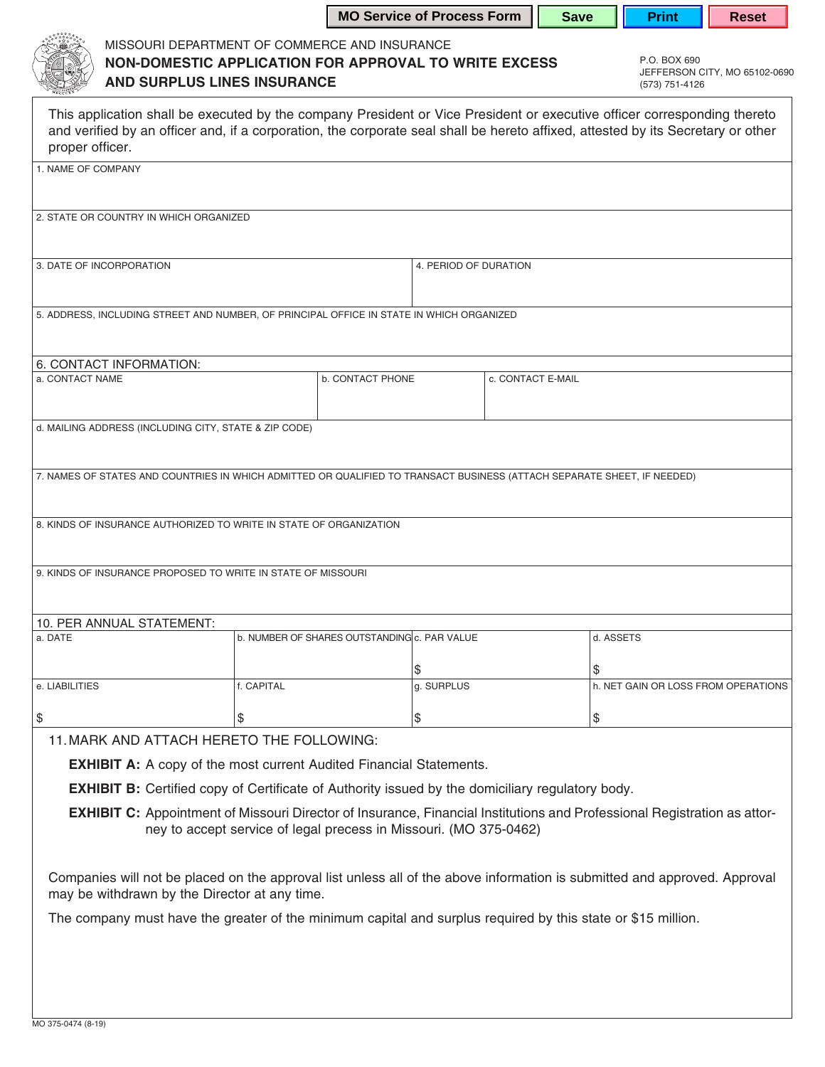MISSOURI DEPARTMENT OF COMMERCE AND INSURANCE

# NON-DOMESTIC APPLICATION FOR APPROVAL TO WRITE EXCESS AND SURPLUS LINES INSURANCE

P.O. BOX 690
JEFFERSON CITY, MO 65102-0690
(573) 751-4126

This application shall be executed by the company President or Vice President or executive officer corresponding thereto and verified by an officer and, if a corporation, the corporate seal shall be hereto affixed, attested by its Secretary or other proper officer.

1. NAME OF COMPANY

2. STATE OR COUNTRY IN WHICH ORGANIZED

| 3. DATE OF INCORPORATION | 4. PERIOD OF DURATION |
|---|---|
| | |

5. ADDRESS, INCLUDING STREET AND NUMBER, OF PRINCIPAL OFFICE IN STATE IN WHICH ORGANIZED

6. CONTACT INFORMATION:

| a. CONTACT NAME | b. CONTACT PHONE | c. CONTACT E-MAIL |
|---|---|---|
| | | |

d. MAILING ADDRESS (INCLUDING CITY, STATE & ZIP CODE)

7. NAMES OF STATES AND COUNTRIES IN WHICH ADMITTED OR QUALIFIED TO TRANSACT BUSINESS (ATTACH SEPARATE SHEET, IF NEEDED)

8. KINDS OF INSURANCE AUTHORIZED TO WRITE IN STATE OF ORGANIZATION

9. KINDS OF INSURANCE PROPOSED TO WRITE IN STATE OF MISSOURI

10. PER ANNUAL STATEMENT:

| a. DATE | b. NUMBER OF SHARES OUTSTANDING | c. PAR VALUE | d. ASSETS |
|---|---|---|---|
| | | $ | $ |
| **e. LIABILITIES** | **f. CAPITAL** | **g. SURPLUS** | **h. NET GAIN OR LOSS FROM OPERATIONS** |
| $ | $ | $ | $ |

11. MARK AND ATTACH HERETO THE FOLLOWING:

**EXHIBIT A:** A copy of the most current Audited Financial Statements.

**EXHIBIT B:** Certified copy of Certificate of Authority issued by the domiciliary regulatory body.

**EXHIBIT C:** Appointment of Missouri Director of Insurance, Financial Institutions and Professional Registration as attorney to accept service of legal precess in Missouri. (MO 375-0462)

Companies will not be placed on the approval list unless all of the above information is submitted and approved. Approval may be withdrawn by the Director at any time.

The company must have the greater of the minimum capital and surplus required by this state or $15 million.

MO 375-0474 (8-19)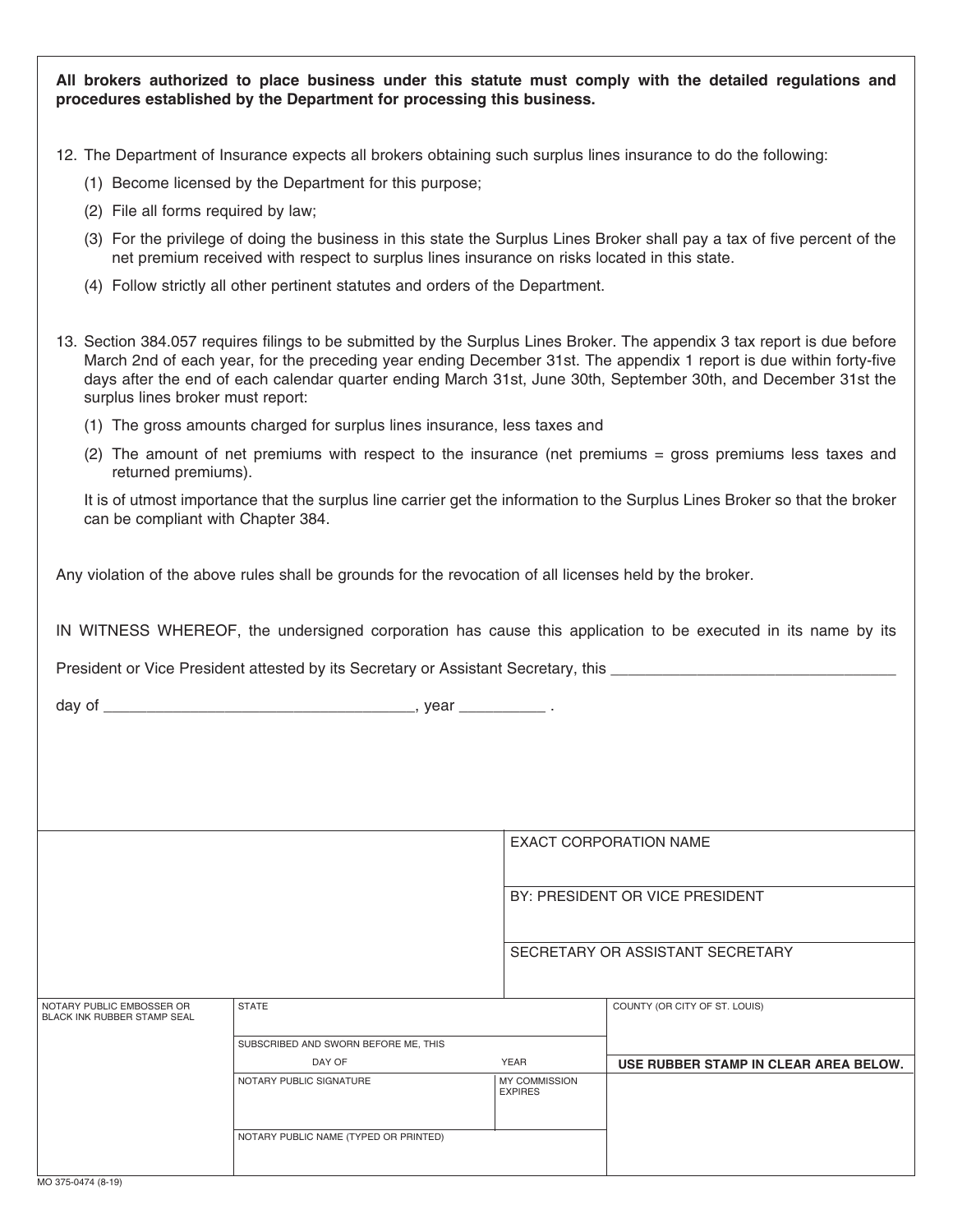**All brokers authorized to place business under this statute must comply with the detailed regulations and procedures established by the Department for processing this business.**

12. The Department of Insurance expects all brokers obtaining such surplus lines insurance to do the following:

    (1) Become licensed by the Department for this purpose;

    (2) File all forms required by law;

    (3) For the privilege of doing the business in this state the Surplus Lines Broker shall pay a tax of five percent of the net premium received with respect to surplus lines insurance on risks located in this state.

    (4) Follow strictly all other pertinent statutes and orders of the Department.

13. Section 384.057 requires filings to be submitted by the Surplus Lines Broker. The appendix 3 tax report is due before March 2nd of each year, for the preceding year ending December 31st. The appendix 1 report is due within forty-five days after the end of each calendar quarter ending March 31st, June 30th, September 30th, and December 31st the surplus lines broker must report:

    (1) The gross amounts charged for surplus lines insurance, less taxes and

    (2) The amount of net premiums with respect to the insurance (net premiums = gross premiums less taxes and returned premiums).

    It is of utmost importance that the surplus line carrier get the information to the Surplus Lines Broker so that the broker can be compliant with Chapter 384.

Any violation of the above rules shall be grounds for the revocation of all licenses held by the broker.

IN WITNESS WHEREOF, the undersigned corporation has cause this application to be executed in its name by its President or Vice President attested by its Secretary or Assistant Secretary, this ________________________________ day of ___________________________________, year __________ .

| | |
|---|---|
| | EXACT CORPORATION NAME |
| | BY: PRESIDENT OR VICE PRESIDENT |
| | SECRETARY OR ASSISTANT SECRETARY |

| | | | |
|---|---|---|---|
| NOTARY PUBLIC EMBOSSER OR BLACK INK RUBBER STAMP SEAL | STATE | | COUNTY (OR CITY OF ST. LOUIS) |
| | SUBSCRIBED AND SWORN BEFORE ME, THIS DAY OF YEAR | | **USE RUBBER STAMP IN CLEAR AREA BELOW.** |
| | NOTARY PUBLIC SIGNATURE | MY COMMISSION EXPIRES | |
| | NOTARY PUBLIC NAME (TYPED OR PRINTED) | | |

MO 375-0474 (8-19)